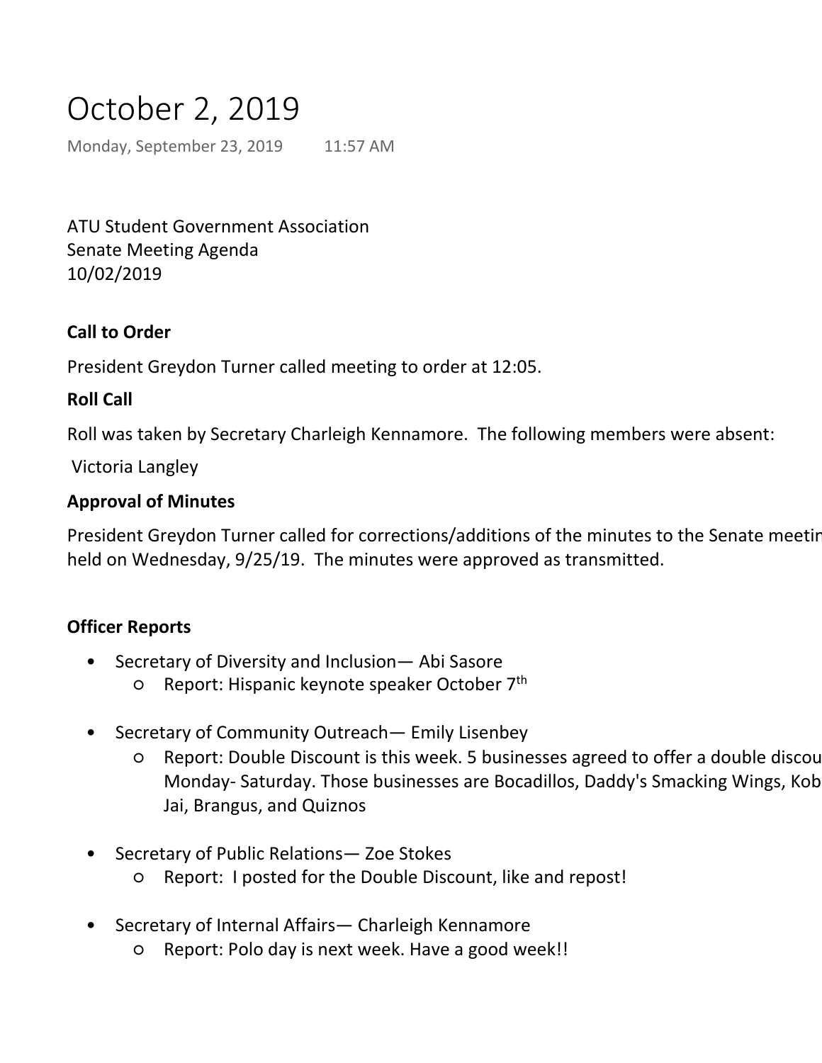# October 2, 2019

Monday, September 23, 2019 11:57 AM

ATU Student Government Association
Senate Meeting Agenda
10/02/2019

**Call to Order**

President Greydon Turner called meeting to order at 12:05.

**Roll Call**

Roll was taken by Secretary Charleigh Kennamore. The following members were absent:

Victoria Langley

**Approval of Minutes**

President Greydon Turner called for corrections/additions of the minutes to the Senate meetin held on Wednesday, 9/25/19. The minutes were approved as transmitted.

**Officer Reports**

- Secretary of Diversity and Inclusion— Abi Sasore
    - Report: Hispanic keynote speaker October 7th

- Secretary of Community Outreach— Emily Lisenbey
    - Report: Double Discount is this week. 5 businesses agreed to offer a double discou Monday- Saturday. Those businesses are Bocadillos, Daddy's Smacking Wings, Kob Jai, Brangus, and Quiznos

- Secretary of Public Relations— Zoe Stokes
    - Report: I posted for the Double Discount, like and repost!

- Secretary of Internal Affairs— Charleigh Kennamore
    - Report: Polo day is next week. Have a good week!!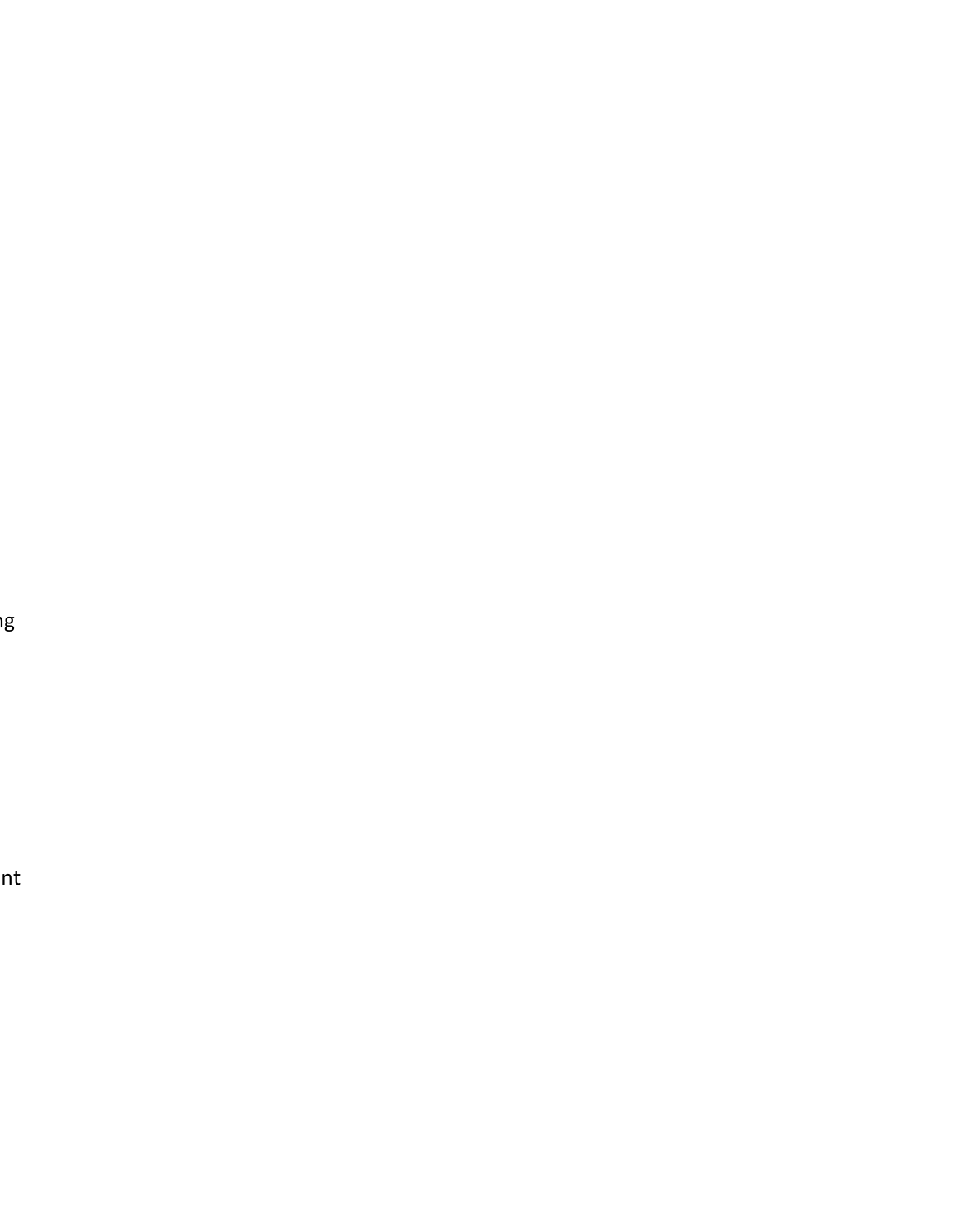ng

nt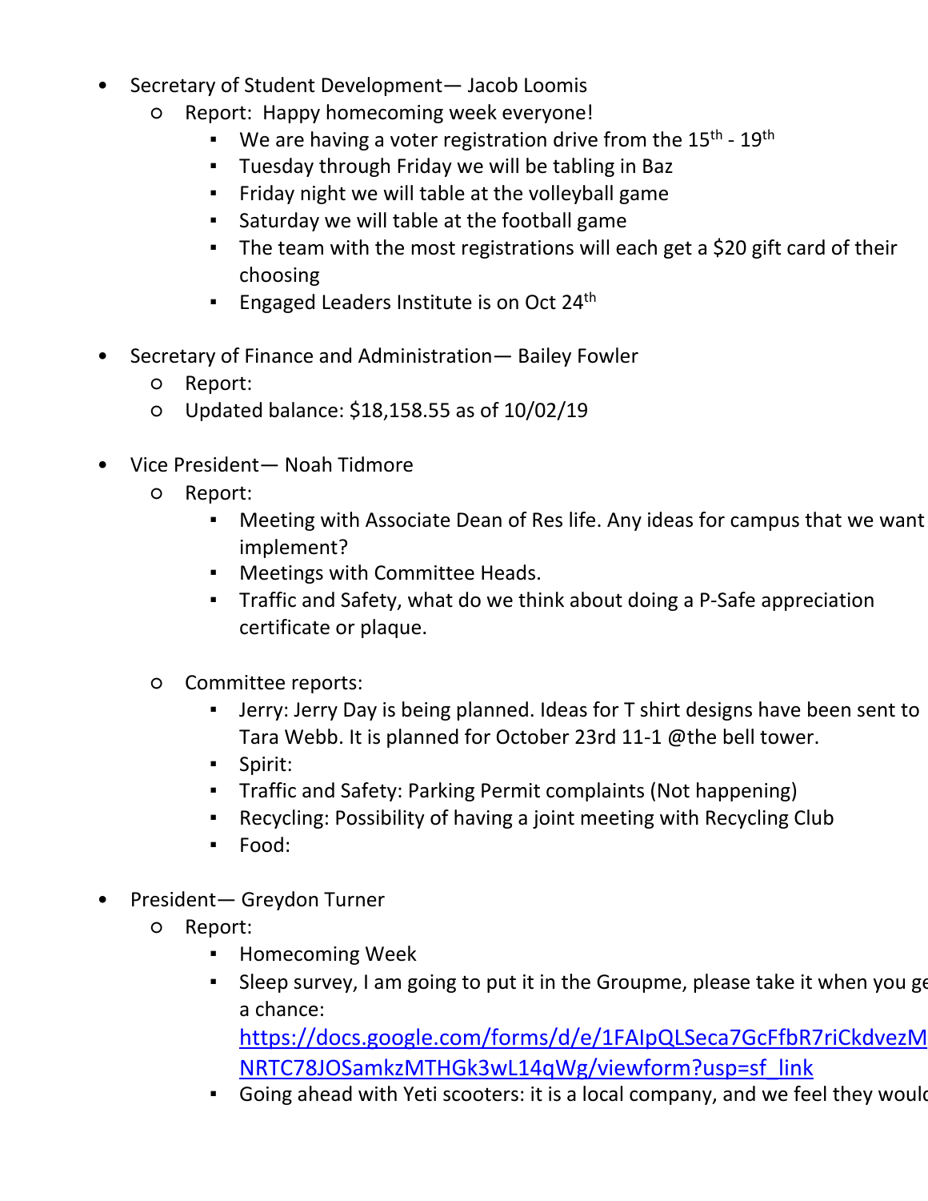- Secretary of Student Development— Jacob Loomis
  - Report: Happy homecoming week everyone!
    - We are having a voter registration drive from the 15th - 19th
    - Tuesday through Friday we will be tabling in Baz
    - Friday night we will table at the volleyball game
    - Saturday we will table at the football game
    - The team with the most registrations will each get a $20 gift card of their choosing
    - Engaged Leaders Institute is on Oct 24th

- Secretary of Finance and Administration— Bailey Fowler
  - Report:
  - Updated balance: $18,158.55 as of 10/02/19

- Vice President— Noah Tidmore
  - Report:
    - Meeting with Associate Dean of Res life. Any ideas for campus that we want implement?
    - Meetings with Committee Heads.
    - Traffic and Safety, what do we think about doing a P-Safe appreciation certificate or plaque.

  - Committee reports:
    - Jerry: Jerry Day is being planned. Ideas for T shirt designs have been sent to Tara Webb. It is planned for October 23rd 11-1 @the bell tower.
    - Spirit:
    - Traffic and Safety: Parking Permit complaints (Not happening)
    - Recycling: Possibility of having a joint meeting with Recycling Club
    - Food:

- President— Greydon Turner
  - Report:
    - Homecoming Week
    - Sleep survey, I am going to put it in the Groupme, please take it when you ge a chance: https://docs.google.com/forms/d/e/1FAIpQLSeca7GcFfbR7riCkdvezM NRTC78JOSamkzMTHGk3wL14qWg/viewform?usp=sf_link
    - Going ahead with Yeti scooters: it is a local company, and we feel they would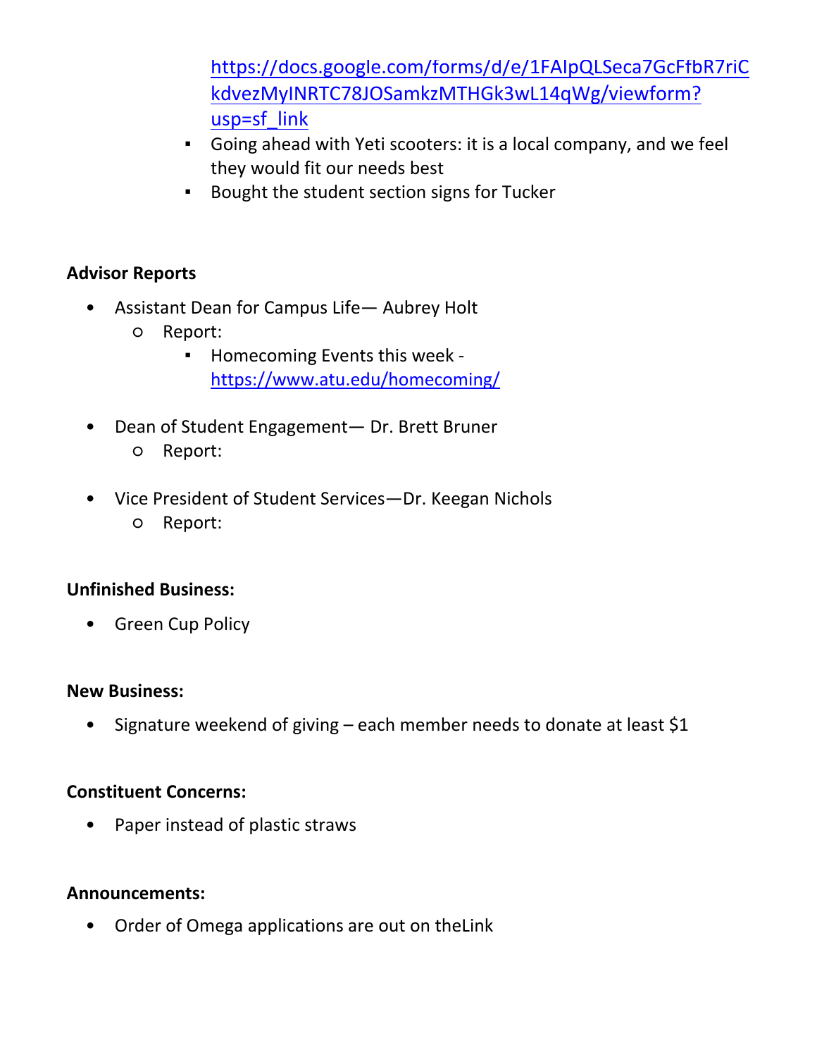- https://docs.google.com/forms/d/e/1FAIpQLSeca7GcFfbR7riCkdvezMyINRTC78JOSamkzMTHGk3wL14qWg/viewform?usp=sf_link
        - Going ahead with Yeti scooters: it is a local company, and we feel they would fit our needs best
        - Bought the student section signs for Tucker

**Advisor Reports**

- Assistant Dean for Campus Life— Aubrey Holt
    - Report:
        - Homecoming Events this week - https://www.atu.edu/homecoming/
- Dean of Student Engagement— Dr. Brett Bruner
    - Report:
- Vice President of Student Services—Dr. Keegan Nichols
    - Report:

**Unfinished Business:**

- Green Cup Policy

**New Business:**

- Signature weekend of giving – each member needs to donate at least $1

**Constituent Concerns:**

- Paper instead of plastic straws

**Announcements:**

- Order of Omega applications are out on theLink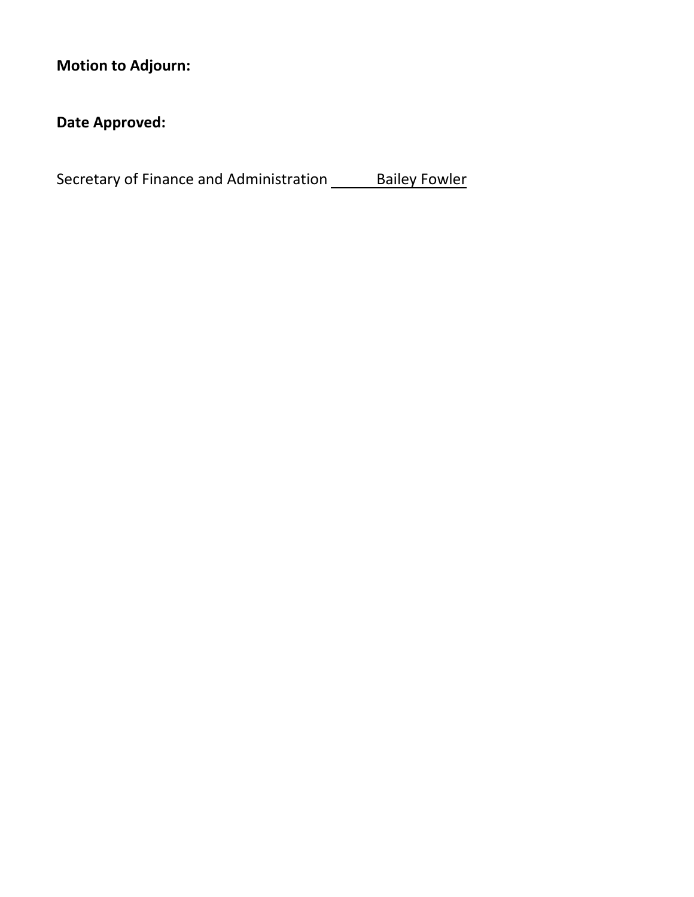**Motion to Adjourn:**

**Date Approved:**

Secretary of Finance and Administration Bailey Fowler